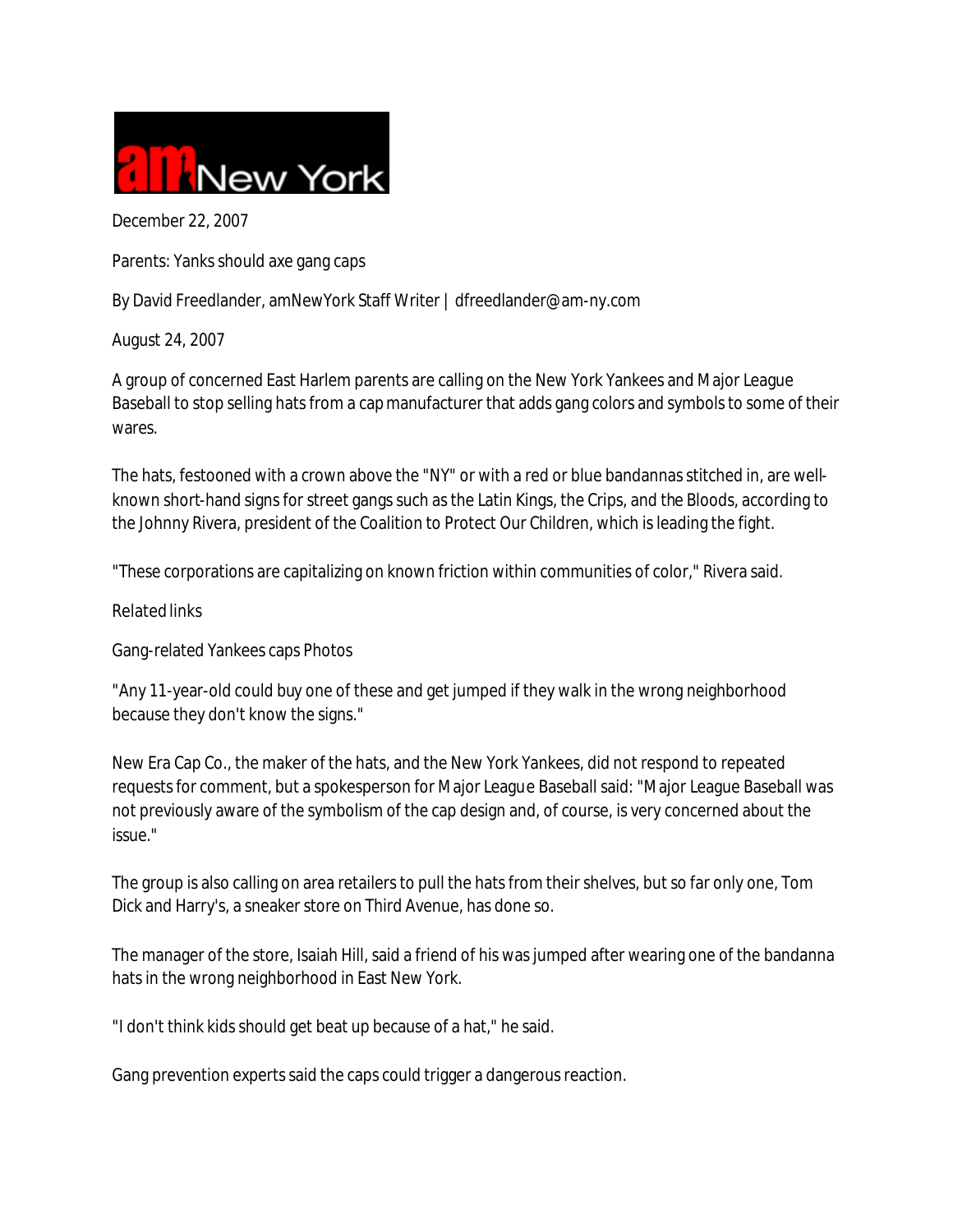amNew York

December 22, 2007

Parents: Yanks should axe gang caps

By David Freedlander, amNewYork Staff Writer | dfreedlander@am-ny.com

August 24, 2007

A group of concerned East Harlem parents are calling on the New York Yankees and Major League Baseball to stop selling hats from a cap manufacturer that adds gang colors and symbols to some of their wares.

The hats, festooned with a crown above the "NY" or with a red or blue bandannas stitched in, are well-known short-hand signs for street gangs such as the Latin Kings, the Crips, and the Bloods, according to the Johnny Rivera, president of the Coalition to Protect Our Children, which is leading the fight.

"These corporations are capitalizing on known friction within communities of color," Rivera said.

Related links

Gang-related Yankees caps Photos

"Any 11-year-old could buy one of these and get jumped if they walk in the wrong neighborhood because they don't know the signs."

New Era Cap Co., the maker of the hats, and the New York Yankees, did not respond to repeated requests for comment, but a spokesperson for Major League Baseball said: "Major League Baseball was not previously aware of the symbolism of the cap design and, of course, is very concerned about the issue."

The group is also calling on area retailers to pull the hats from their shelves, but so far only one, Tom Dick and Harry's, a sneaker store on Third Avenue, has done so.

The manager of the store, Isaiah Hill, said a friend of his was jumped after wearing one of the bandanna hats in the wrong neighborhood in East New York.

"I don't think kids should get beat up because of a hat," he said.

Gang prevention experts said the caps could trigger a dangerous reaction.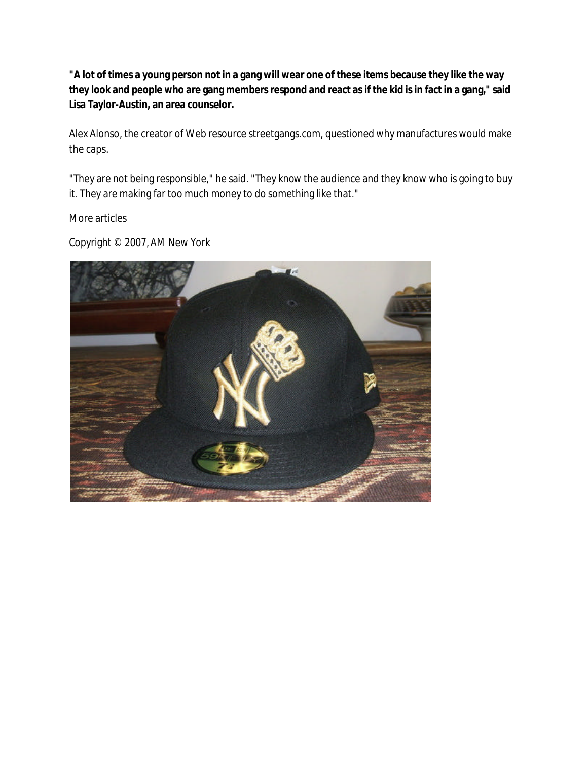**"A lot of times a young person not in a gang will wear one of these items because they like the way they look and people who are gang members respond and react as if the kid is in fact in a gang," said Lisa Taylor-Austin, an area counselor.**

Alex Alonso, the creator of Web resource streetgangs.com, questioned why manufactures would make the caps.

"They are not being responsible," he said. "They know the audience and they know who is going to buy it. They are making far too much money to do something like that."

More articles

Copyright © 2007, AM New York